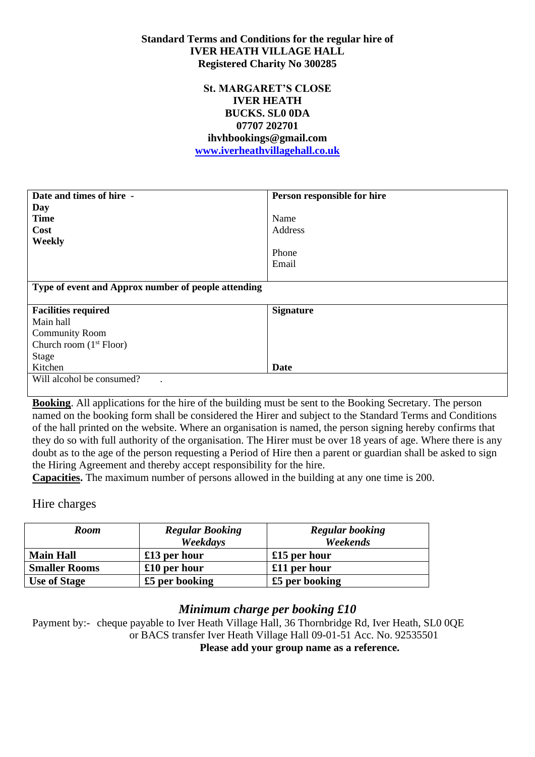**Standard Terms and Conditions for the regular hire of**
**IVER HEATH VILLAGE HALL**
**Registered Charity No 300285**

**St. MARGARET'S CLOSE**
**IVER HEATH**
**BUCKS. SL0 0DA**
**07707 202701**
**ihvhbookings@gmail.com**
**[www.iverheathvillagehall.co.uk](http://www.iverheathvillagehall.co.uk)**

| **Date and times of hire -**<br>**Day**<br>**Time**<br>**Cost**<br>**Weekly** | **Person responsible for hire**<br><br>Name<br>Address<br><br>Phone<br>Email |
|---|---|
| **Type of event and Approx number of people attending** | |
| **Facilities required**<br>Main hall<br>Community Room<br>Church room (1st Floor)<br>Stage<br>Kitchen | **Signature**<br><br><br><br><br>**Date** |
| Will alcohol be consumed? . | |

**Booking**. All applications for the hire of the building must be sent to the Booking Secretary. The person named on the booking form shall be considered the Hirer and subject to the Standard Terms and Conditions of the hall printed on the website. Where an organisation is named, the person signing hereby confirms that they do so with full authority of the organisation. The Hirer must be over 18 years of age. Where there is any doubt as to the age of the person requesting a Period of Hire then a parent or guardian shall be asked to sign the Hiring Agreement and thereby accept responsibility for the hire.

**Capacities.** The maximum number of persons allowed in the building at any one time is 200.

Hire charges

| *Room* | *Regular Booking Weekdays* | *Regular booking Weekends* |
|---|---|---|
| **Main Hall** | **£13 per hour** | **£15 per hour** |
| **Smaller Rooms** | **£10 per hour** | **£11 per hour** |
| **Use of Stage** | **£5 per booking** | **£5 per booking** |

***Minimum charge per booking £10***

Payment by:- cheque payable to Iver Heath Village Hall, 36 Thornbridge Rd, Iver Heath, SL0 0QE
or BACS transfer Iver Heath Village Hall 09-01-51 Acc. No. 92535501
**Please add your group name as a reference.**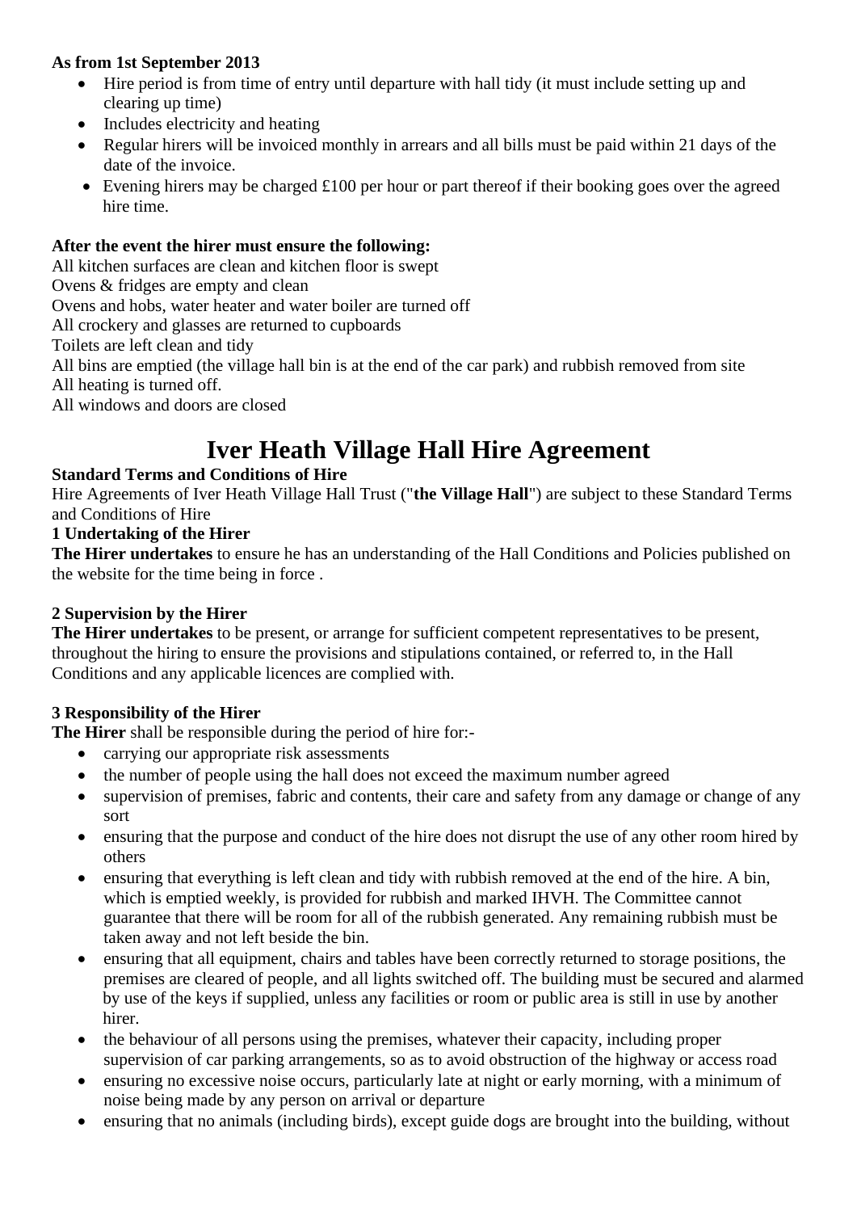**As from 1st September 2013**

- Hire period is from time of entry until departure with hall tidy (it must include setting up and clearing up time)
- Includes electricity and heating
- Regular hirers will be invoiced monthly in arrears and all bills must be paid within 21 days of the date of the invoice.
- Evening hirers may be charged £100 per hour or part thereof if their booking goes over the agreed hire time.

**After the event the hirer must ensure the following:**

All kitchen surfaces are clean and kitchen floor is swept
Ovens & fridges are empty and clean
Ovens and hobs, water heater and water boiler are turned off
All crockery and glasses are returned to cupboards
Toilets are left clean and tidy
All bins are emptied (the village hall bin is at the end of the car park) and rubbish removed from site
All heating is turned off.
All windows and doors are closed

# Iver Heath Village Hall Hire Agreement

**Standard Terms and Conditions of Hire**

Hire Agreements of Iver Heath Village Hall Trust ("**the Village Hall**") are subject to these Standard Terms and Conditions of Hire

**1 Undertaking of the Hirer**

**The Hirer undertakes** to ensure he has an understanding of the Hall Conditions and Policies published on the website for the time being in force .

**2 Supervision by the Hirer**

**The Hirer undertakes** to be present, or arrange for sufficient competent representatives to be present, throughout the hiring to ensure the provisions and stipulations contained, or referred to, in the Hall Conditions and any applicable licences are complied with.

**3 Responsibility of the Hirer**

**The Hirer** shall be responsible during the period of hire for:-

- carrying our appropriate risk assessments
- the number of people using the hall does not exceed the maximum number agreed
- supervision of premises, fabric and contents, their care and safety from any damage or change of any sort
- ensuring that the purpose and conduct of the hire does not disrupt the use of any other room hired by others
- ensuring that everything is left clean and tidy with rubbish removed at the end of the hire. A bin, which is emptied weekly, is provided for rubbish and marked IHVH. The Committee cannot guarantee that there will be room for all of the rubbish generated. Any remaining rubbish must be taken away and not left beside the bin.
- ensuring that all equipment, chairs and tables have been correctly returned to storage positions, the premises are cleared of people, and all lights switched off. The building must be secured and alarmed by use of the keys if supplied, unless any facilities or room or public area is still in use by another hirer.
- the behaviour of all persons using the premises, whatever their capacity, including proper supervision of car parking arrangements, so as to avoid obstruction of the highway or access road
- ensuring no excessive noise occurs, particularly late at night or early morning, with a minimum of noise being made by any person on arrival or departure
- ensuring that no animals (including birds), except guide dogs are brought into the building, without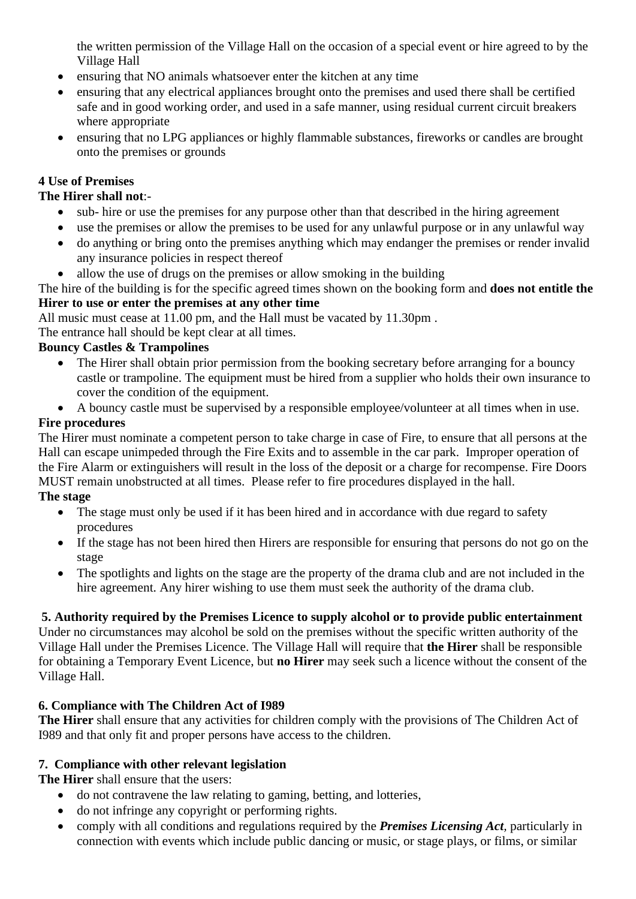the written permission of the Village Hall on the occasion of a special event or hire agreed to by the Village Hall

- ensuring that NO animals whatsoever enter the kitchen at any time
- ensuring that any electrical appliances brought onto the premises and used there shall be certified safe and in good working order, and used in a safe manner, using residual current circuit breakers where appropriate
- ensuring that no LPG appliances or highly flammable substances, fireworks or candles are brought onto the premises or grounds

### 4 Use of Premises

**The Hirer shall not**:-

- sub- hire or use the premises for any purpose other than that described in the hiring agreement
- use the premises or allow the premises to be used for any unlawful purpose or in any unlawful way
- do anything or bring onto the premises anything which may endanger the premises or render invalid any insurance policies in respect thereof
- allow the use of drugs on the premises or allow smoking in the building

The hire of the building is for the specific agreed times shown on the booking form and **does not entitle the Hirer to use or enter the premises at any other time**

All music must cease at 11.00 pm, and the Hall must be vacated by 11.30pm .

The entrance hall should be kept clear at all times.

**Bouncy Castles & Trampolines**

- The Hirer shall obtain prior permission from the booking secretary before arranging for a bouncy castle or trampoline. The equipment must be hired from a supplier who holds their own insurance to cover the condition of the equipment.
- A bouncy castle must be supervised by a responsible employee/volunteer at all times when in use.

**Fire procedures**

The Hirer must nominate a competent person to take charge in case of Fire, to ensure that all persons at the Hall can escape unimpeded through the Fire Exits and to assemble in the car park. Improper operation of the Fire Alarm or extinguishers will result in the loss of the deposit or a charge for recompense. Fire Doors MUST remain unobstructed at all times. Please refer to fire procedures displayed in the hall.

**The stage**

- The stage must only be used if it has been hired and in accordance with due regard to safety procedures
- If the stage has not been hired then Hirers are responsible for ensuring that persons do not go on the stage
- The spotlights and lights on the stage are the property of the drama club and are not included in the hire agreement. Any hirer wishing to use them must seek the authority of the drama club.

### 5. Authority required by the Premises Licence to supply alcohol or to provide public entertainment

Under no circumstances may alcohol be sold on the premises without the specific written authority of the Village Hall under the Premises Licence. The Village Hall will require that **the Hirer** shall be responsible for obtaining a Temporary Event Licence, but **no Hirer** may seek such a licence without the consent of the Village Hall.

### 6. Compliance with The Children Act of I989

**The Hirer** shall ensure that any activities for children comply with the provisions of The Children Act of I989 and that only fit and proper persons have access to the children.

### 7. Compliance with other relevant legislation

**The Hirer** shall ensure that the users:

- do not contravene the law relating to gaming, betting, and lotteries,
- do not infringe any copyright or performing rights.
- comply with all conditions and regulations required by the ***Premises Licensing Act***, particularly in connection with events which include public dancing or music, or stage plays, or films, or similar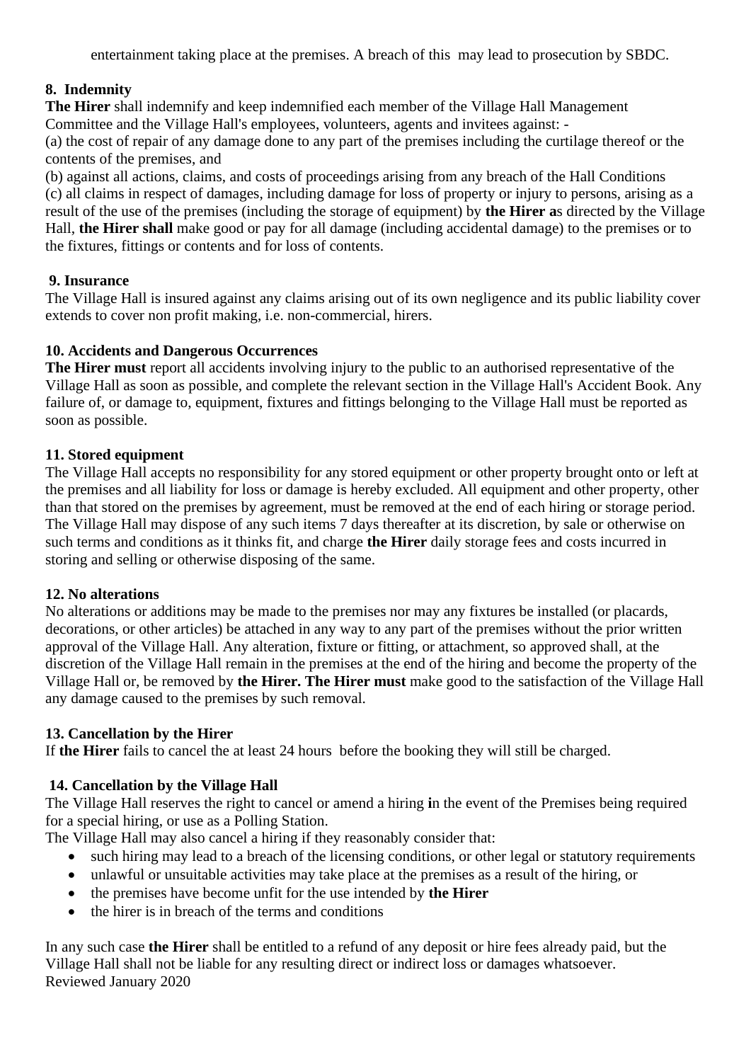entertainment taking place at the premises. A breach of this may lead to prosecution by SBDC.

**8. Indemnity**

**The Hirer** shall indemnify and keep indemnified each member of the Village Hall Management Committee and the Village Hall's employees, volunteers, agents and invitees against: -

(a) the cost of repair of any damage done to any part of the premises including the curtilage thereof or the contents of the premises, and

(b) against all actions, claims, and costs of proceedings arising from any breach of the Hall Conditions

(c) all claims in respect of damages, including damage for loss of property or injury to persons, arising as a result of the use of the premises (including the storage of equipment) by **the Hirer a**s directed by the Village Hall, **the Hirer shall** make good or pay for all damage (including accidental damage) to the premises or to the fixtures, fittings or contents and for loss of contents.

**9. Insurance**

The Village Hall is insured against any claims arising out of its own negligence and its public liability cover extends to cover non profit making, i.e. non-commercial, hirers.

**10. Accidents and Dangerous Occurrences**

**The Hirer must** report all accidents involving injury to the public to an authorised representative of the Village Hall as soon as possible, and complete the relevant section in the Village Hall's Accident Book. Any failure of, or damage to, equipment, fixtures and fittings belonging to the Village Hall must be reported as soon as possible.

**11. Stored equipment**

The Village Hall accepts no responsibility for any stored equipment or other property brought onto or left at the premises and all liability for loss or damage is hereby excluded. All equipment and other property, other than that stored on the premises by agreement, must be removed at the end of each hiring or storage period. The Village Hall may dispose of any such items 7 days thereafter at its discretion, by sale or otherwise on such terms and conditions as it thinks fit, and charge **the Hirer** daily storage fees and costs incurred in storing and selling or otherwise disposing of the same.

**12. No alterations**

No alterations or additions may be made to the premises nor may any fixtures be installed (or placards, decorations, or other articles) be attached in any way to any part of the premises without the prior written approval of the Village Hall. Any alteration, fixture or fitting, or attachment, so approved shall, at the discretion of the Village Hall remain in the premises at the end of the hiring and become the property of the Village Hall or, be removed by **the Hirer. The Hirer must** make good to the satisfaction of the Village Hall any damage caused to the premises by such removal.

**13. Cancellation by the Hirer**

If **the Hirer** fails to cancel the at least 24 hours before the booking they will still be charged.

**14. Cancellation by the Village Hall**

The Village Hall reserves the right to cancel or amend a hiring **i**n the event of the Premises being required for a special hiring, or use as a Polling Station.

The Village Hall may also cancel a hiring if they reasonably consider that:

- such hiring may lead to a breach of the licensing conditions, or other legal or statutory requirements
- unlawful or unsuitable activities may take place at the premises as a result of the hiring, or
- the premises have become unfit for the use intended by **the Hirer**
- the hirer is in breach of the terms and conditions

In any such case **the Hirer** shall be entitled to a refund of any deposit or hire fees already paid, but the Village Hall shall not be liable for any resulting direct or indirect loss or damages whatsoever.

Reviewed January 2020